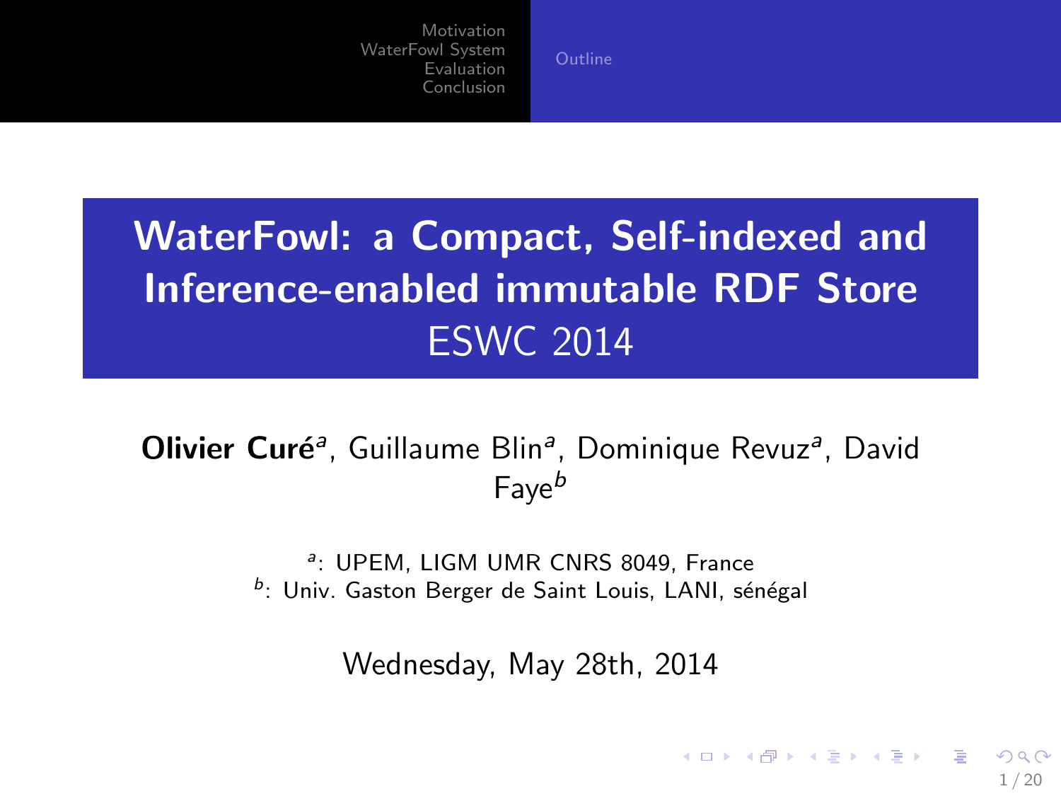# WaterFowl: a Compact, Self-indexed and Inference-enabled immutable RDF Store

ESWC 2014

**Olivier Curé**[a], Guillaume Blin[a], Dominique Revuz[a], David Faye[b]

[a]: UPEM, LIGM UMR CNRS 8049, France
[b]: Univ. Gaston Berger de Saint Louis, LANI, sénégal

Wednesday, May 28th, 2014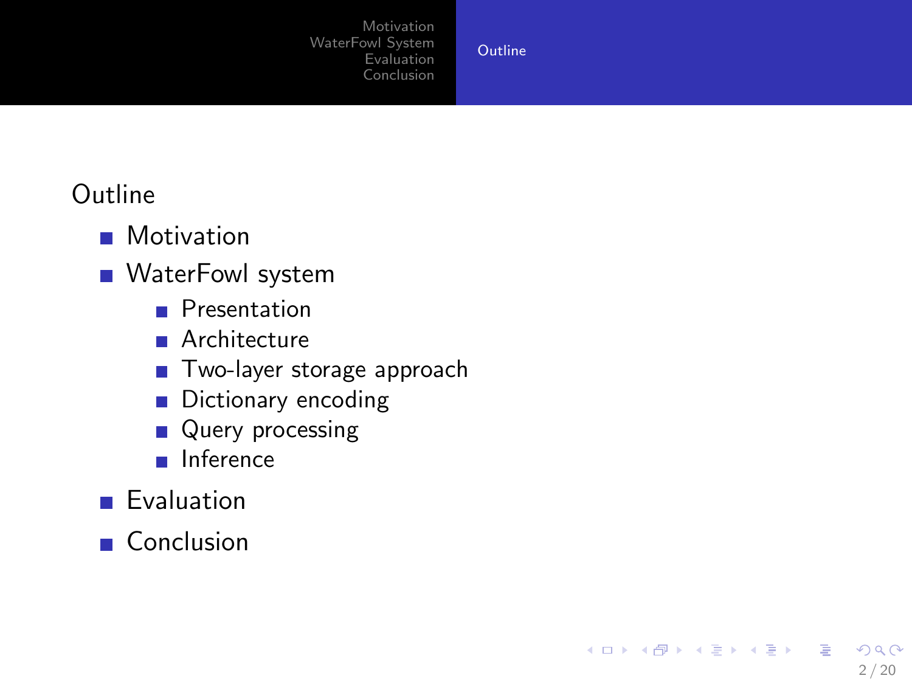## Outline

- Motivation
- WaterFowl system
  - Presentation
  - Architecture
  - Two-layer storage approach
  - Dictionary encoding
  - Query processing
  - Inference
- Evaluation
- Conclusion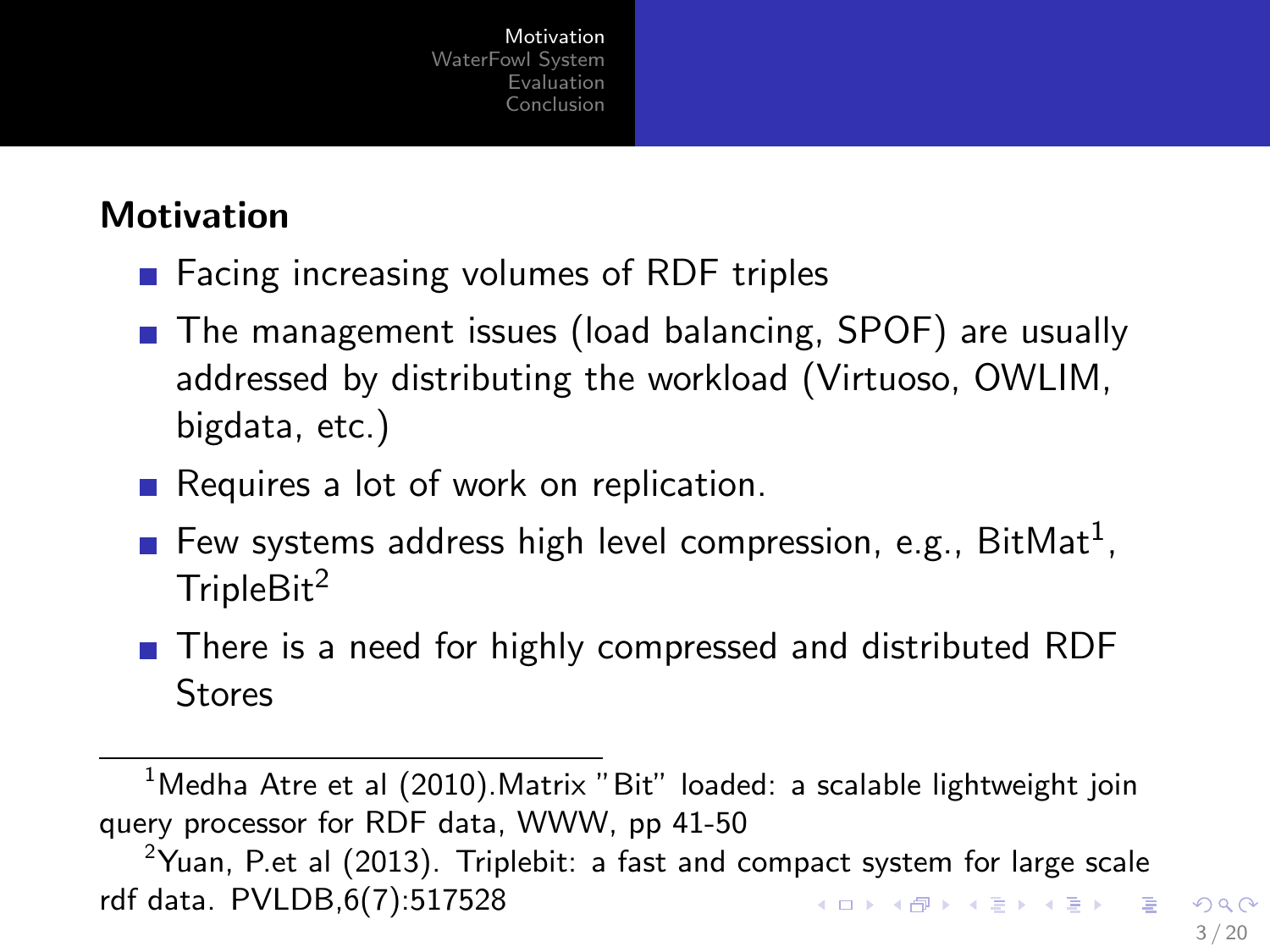## Motivation

- Facing increasing volumes of RDF triples
- The management issues (load balancing, SPOF) are usually addressed by distributing the workload (Virtuoso, OWLIM, bigdata, etc.)
- Requires a lot of work on replication.
- Few systems address high level compression, e.g., BitMat[1], TripleBit[2]
- There is a need for highly compressed and distributed RDF Stores

---

[1] Medha Atre et al (2010).Matrix "Bit" loaded: a scalable lightweight join query processor for RDF data, WWW, pp 41-50

[2] Yuan, P.et al (2013). Triplebit: a fast and compact system for large scale rdf data. PVLDB,6(7):517528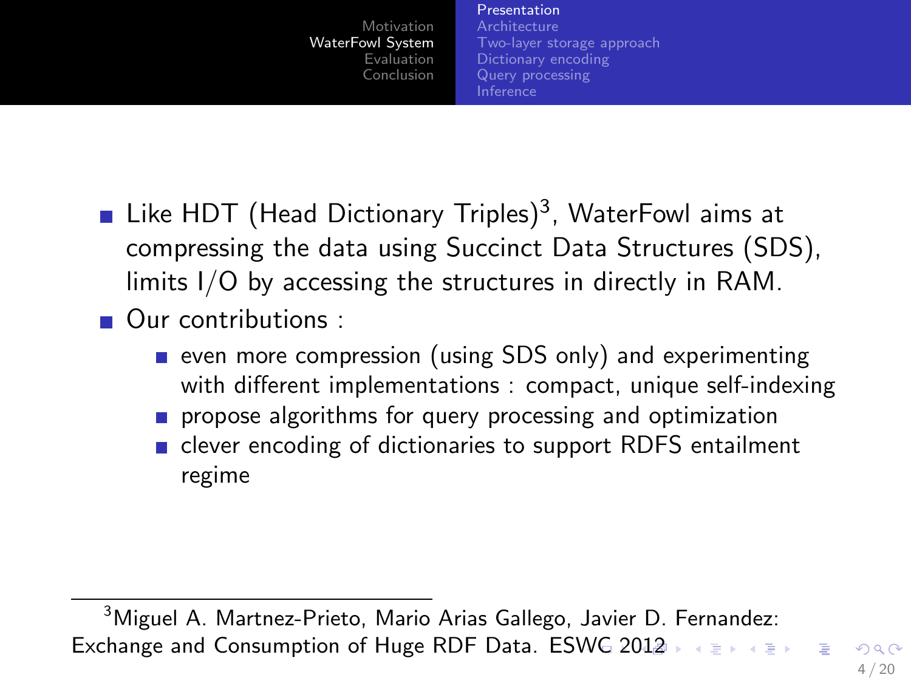- Like HDT (Head Dictionary Triples)[3], WaterFowl aims at compressing the data using Succinct Data Structures (SDS), limits I/O by accessing the structures in directly in RAM.
- Our contributions :
  - even more compression (using SDS only) and experimenting with different implementations : compact, unique self-indexing
  - propose algorithms for query processing and optimization
  - clever encoding of dictionaries to support RDFS entailment regime

[3] Miguel A. Martnez-Prieto, Mario Arias Gallego, Javier D. Fernandez: Exchange and Consumption of Huge RDF Data. ESWC 2012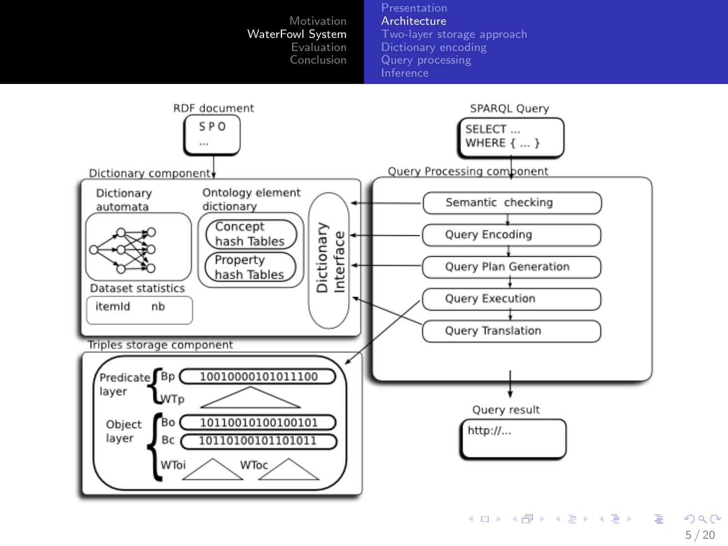## Architecture

RDF document

S P O
...

Dictionary component

Dictionary automata

Ontology element dictionary

Concept hash Tables

Property hash Tables

Dictionary Interface

Dataset statistics

itemId nb

Triples storage component

Predicate layer
Bp 100100001010111OO
WTp

Object layer
Bo 101100101001OO101
Bc 101101001011O1011
WToi WToc

SPARQL Query

```
SELECT ...
WHERE { ... }
```

Query Processing component

Semantic checking

Query Encoding

Query Plan Generation

Query Execution

Query Translation

Query result

http://...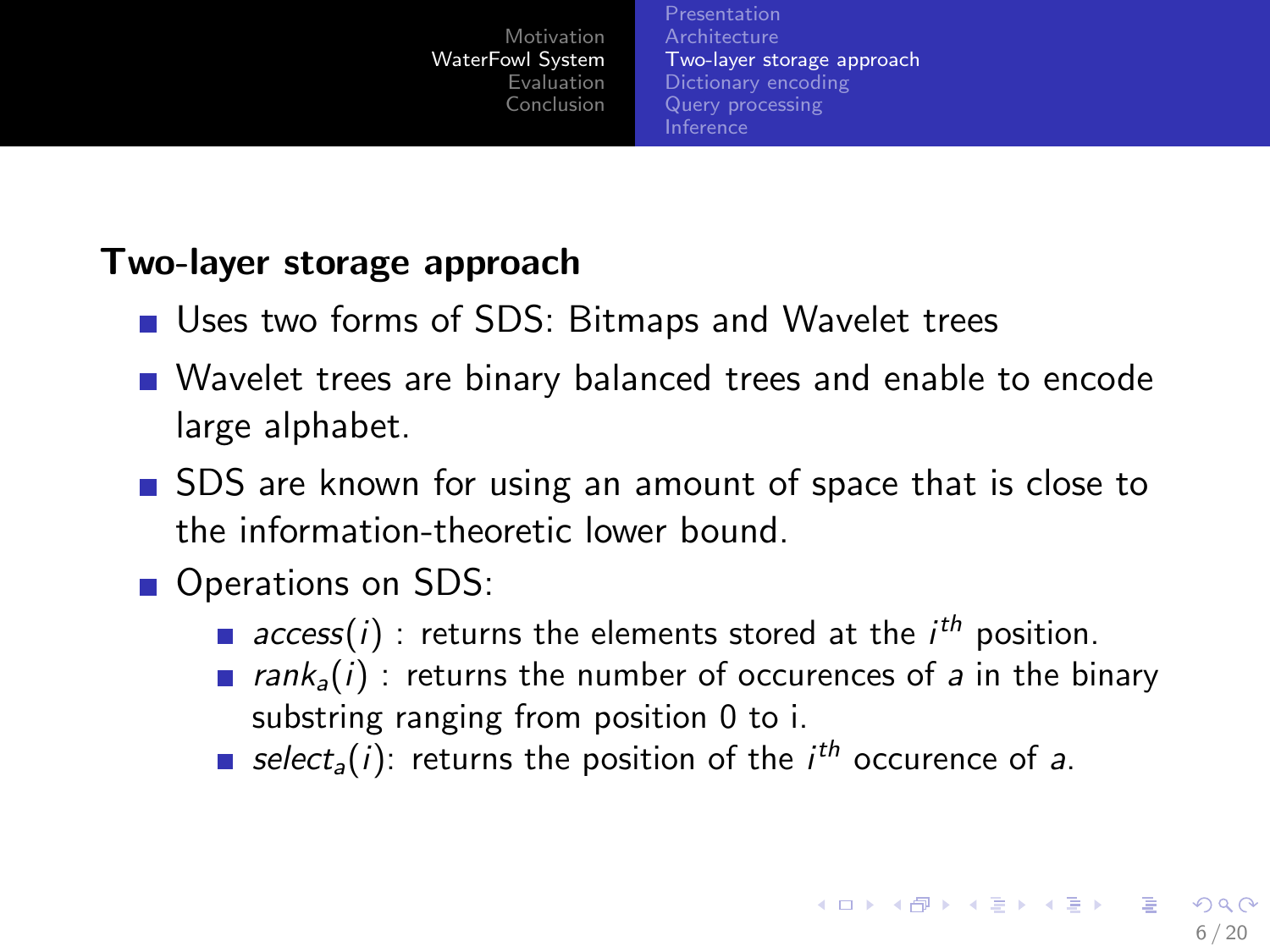## Two-layer storage approach

- Uses two forms of SDS: Bitmaps and Wavelet trees
- Wavelet trees are binary balanced trees and enable to encode large alphabet.
- SDS are known for using an amount of space that is close to the information-theoretic lower bound.
- Operations on SDS:
  - $access(i)$ : returns the elements stored at the $i^{th}$ position.
  - $rank_a(i)$ : returns the number of occurences of $a$ in the binary substring ranging from position 0 to i.
  - $select_a(i)$: returns the position of the $i^{th}$ occurence of $a$.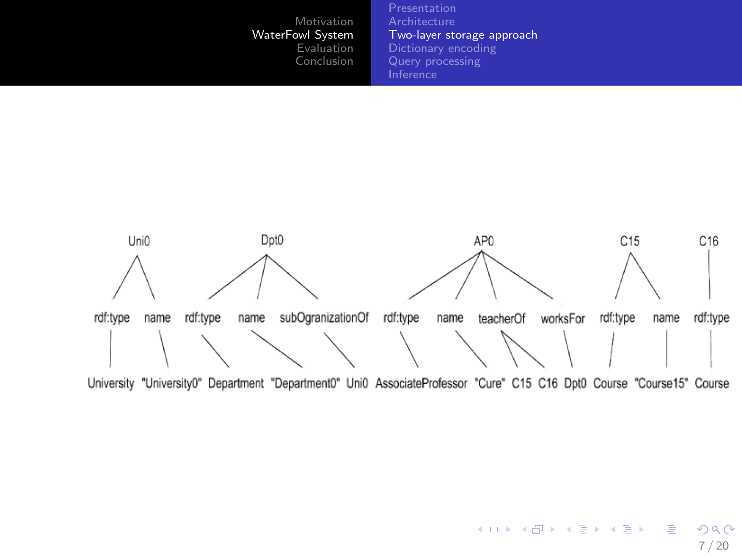Uni0 Dpt0 AP0 C15 C16

rdf:type name rdf:type name subOgranizationOf rdf:type name teacherOf worksFor rdf:type name rdf:type

University "University0" Department "Department0" Uni0 AssociateProfessor "Cure" C15 C16 Dpt0 Course "Course15" Course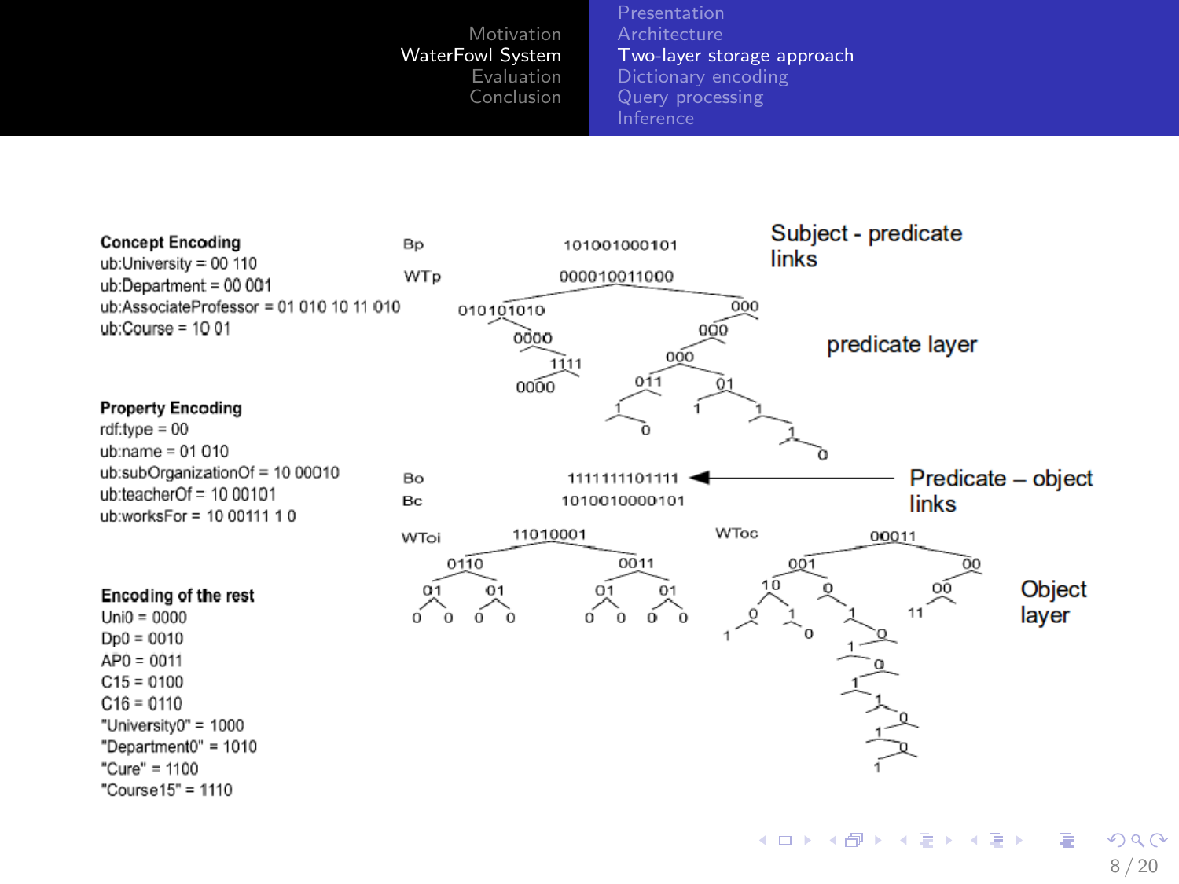### Concept Encoding

ub:University = 00 110
ub:Department = 00 001
ub:AssociateProfessor = 01 010 10 11 010
ub:Course = 10 01

### Property Encoding

rdf:type = 00
ub:name = 01 010
ub:subOrganizationOf = 10 00010
ub:teacherOf = 10 00101
ub:worksFor = 10 00111 1 0

### Encoding of the rest

Uni0 = 0000
Dp0 = 0010
AP0 = 0011
C15 = 0100
C16 = 0110
"University0" = 1000
"Department0" = 1010
"Cure" = 1100
"Course15" = 1110

Bp 101001000101

WTp 000010011000

Subject - predicate links

predicate layer

Bo 1111111101111

Bc 1010010000101

Predicate – object links

WToi 11010001

WToc 00011

Object layer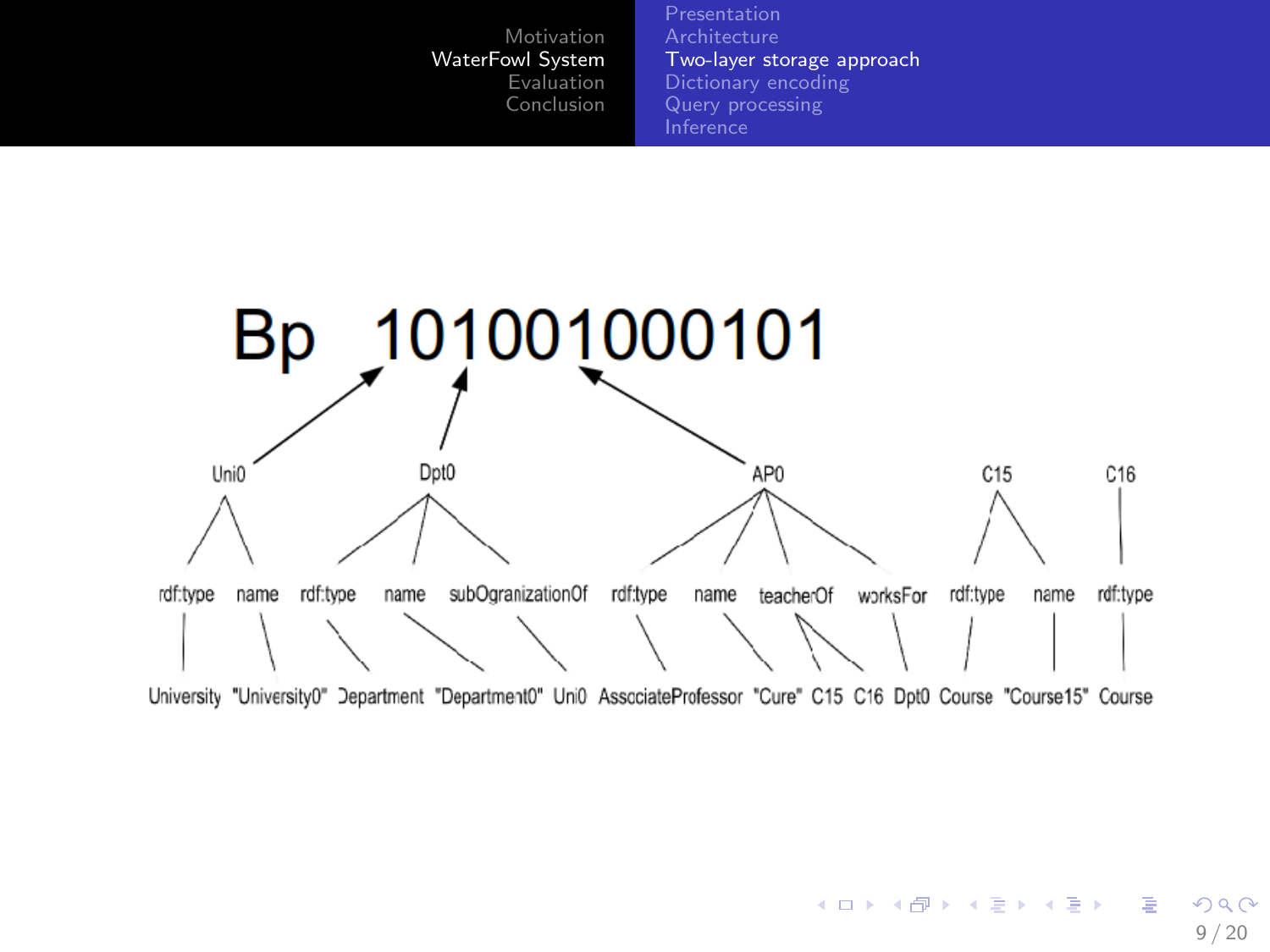Bp 101001000101

Uni0 Dpt0 AP0 C15 C16

rdf:type name rdf:type name subOgranizationOf rdf:type name teacherOf worksFor rdf:type name rdf:type

University "University0" Department "Department0" Uni0 AssociateProfessor "Cure" C15 C16 Dpt0 Course "Course15" Course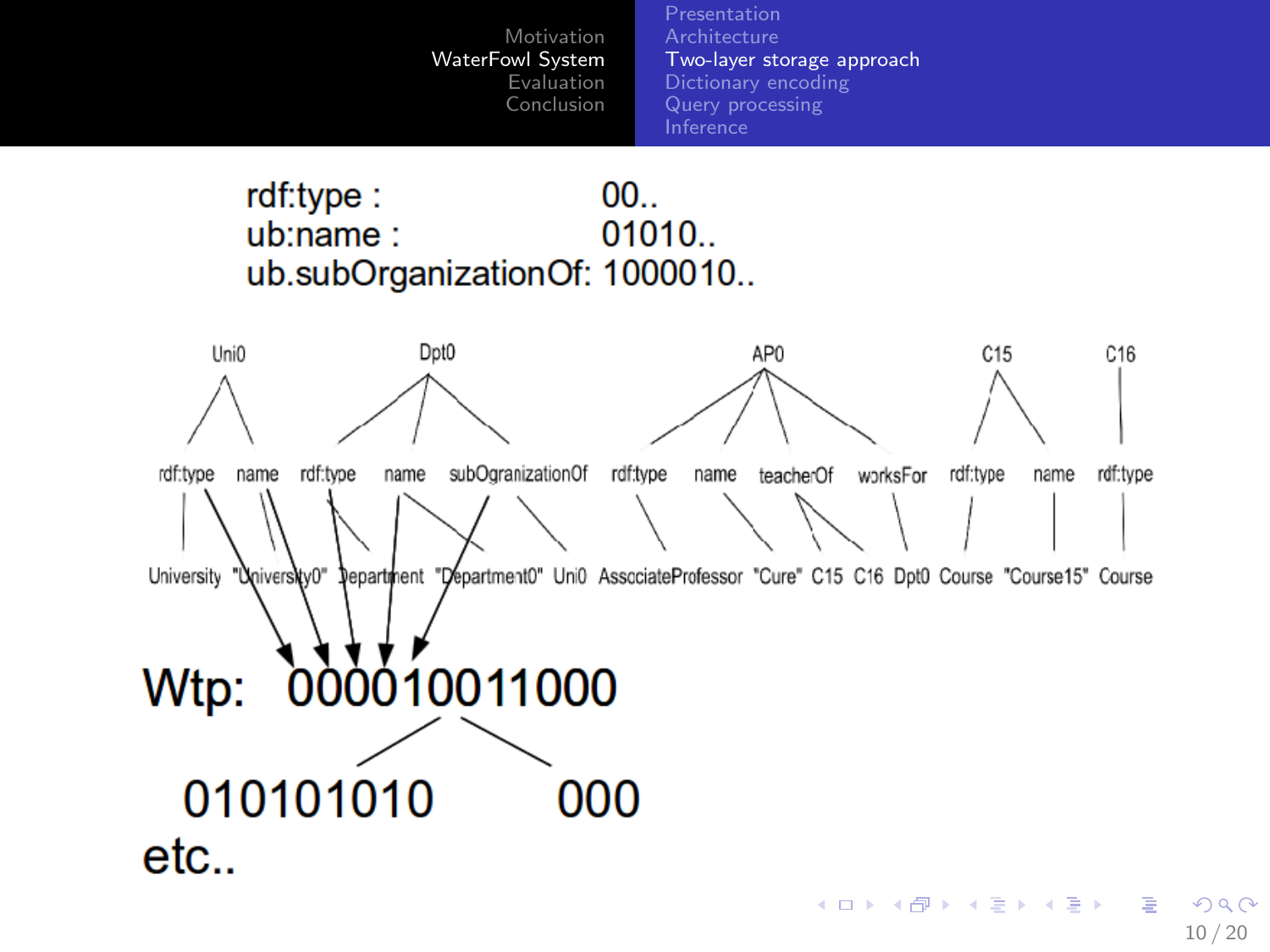rdf:type : 00..
ub:name : 01010..
ub.subOrganizationOf: 1000010..

Uni0 Dpt0 AP0 C15 C16

rdf:type name rdf:type name subOgranizationOf rdf:type name teacherOf worksFor rdf:type name rdf:type

University "University0" Department "Department0" Uni0 AssociateProfessor "Cure" C15 C16 Dpt0 Course "Course15" Course

Wtp: 000010011000

010101010 000

etc..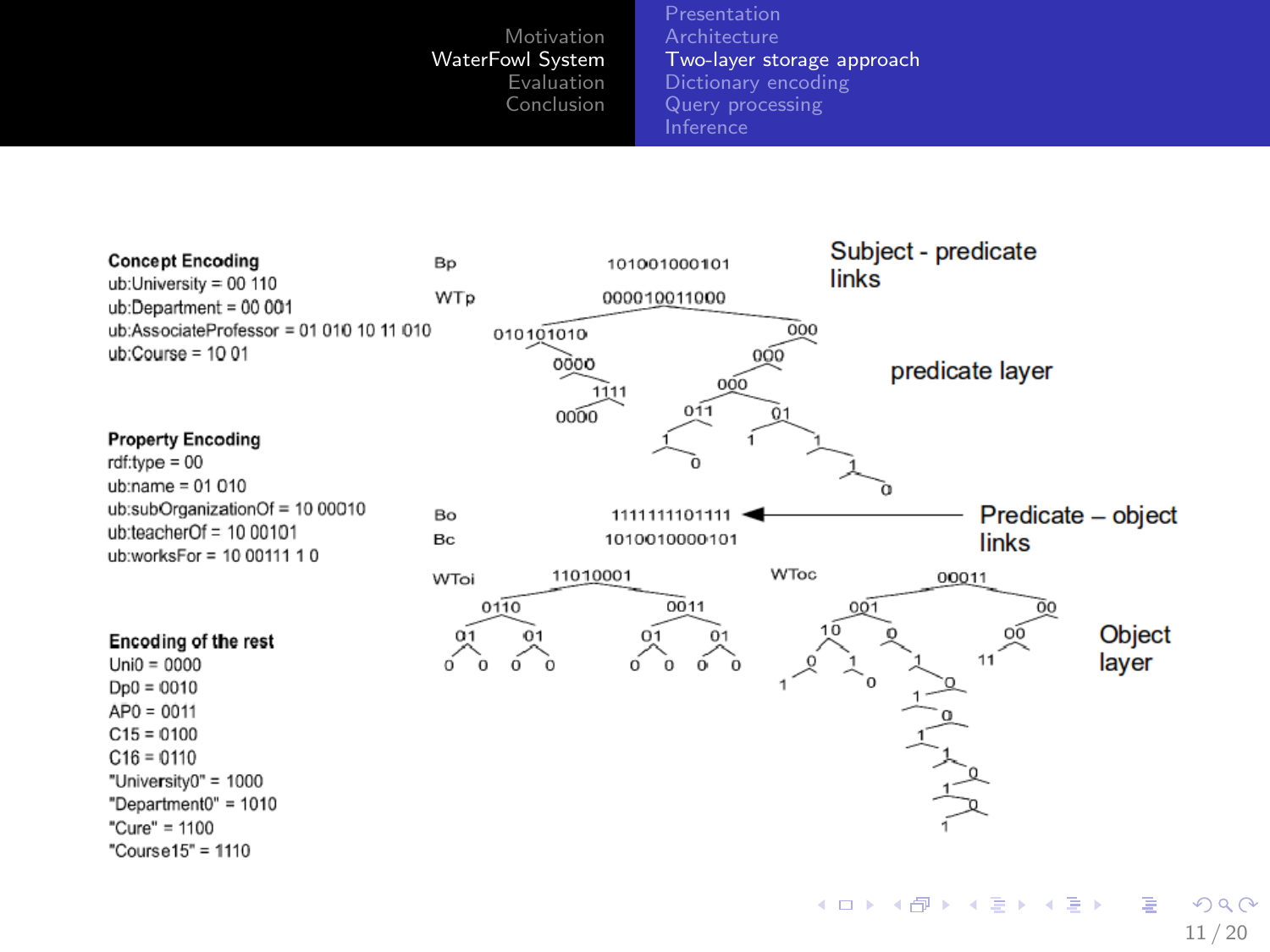**Concept Encoding**

ub:University = 00 110

ub:Department = 00 001

ub:AssociateProfessor = 01 010 10 11 010

ub:Course = 10 01

**Property Encoding**

rdf:type = 00

ub:name = 01 010

ub:subOrganizationOf = 10 00010

ub:teacherOf = 10 00101

ub:worksFor = 10 00111 1 0

**Encoding of the rest**

Uni0 = 0000

Dp0 = 0010

AP0 = 0011

C15 = 0100

C16 = 0110

"University0" = 1000

"Department0" = 1010

"Cure" = 1100

"Course15" = 1110

Bp 101001000101

WTp 000010011000

Subject - predicate links

predicate layer

Bo 1111111101111

Bc 1010010000101

Predicate – object links

WToi 11010001

WToc 00011

Object layer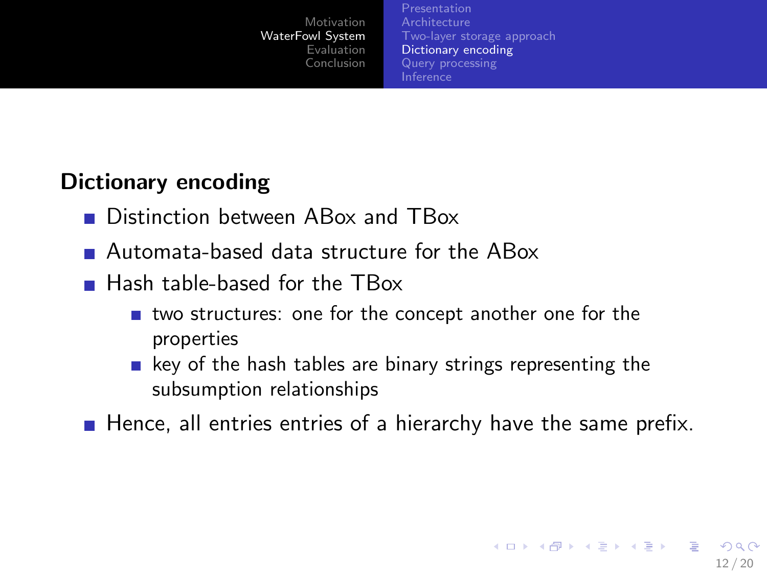## Dictionary encoding

- Distinction between ABox and TBox
- Automata-based data structure for the ABox
- Hash table-based for the TBox
  - two structures: one for the concept another one for the properties
  - key of the hash tables are binary strings representing the subsumption relationships
- Hence, all entries entries of a hierarchy have the same prefix.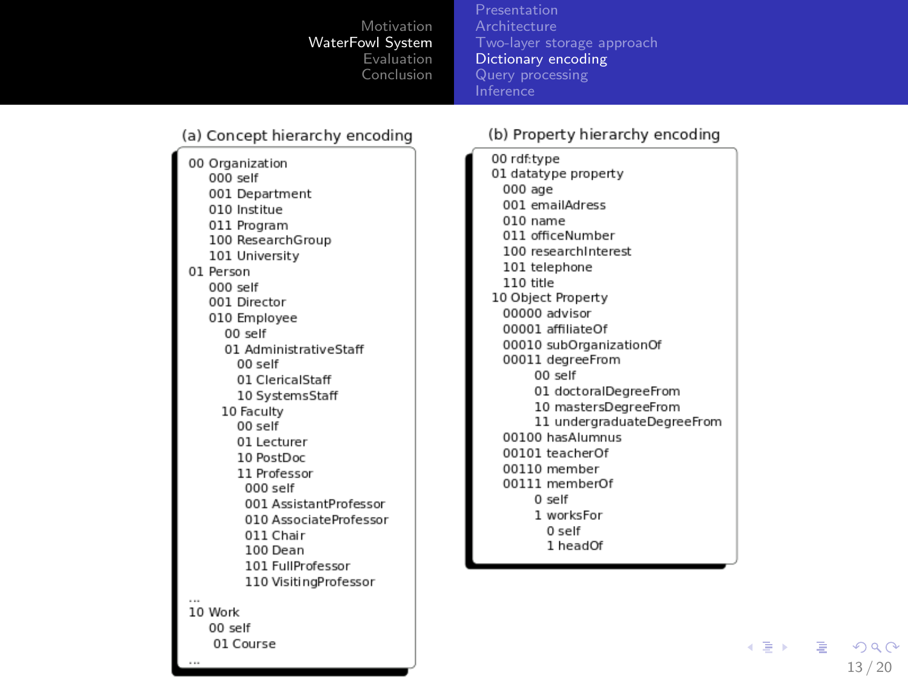## Dictionary encoding

### (a) Concept hierarchy encoding

```
00 Organization
    000 self
    001 Department
    010 Institue
    011 Program
    100 ResearchGroup
    101 University
01 Person
    000 self
    001 Director
    010 Employee
        00 self
        01 AdministrativeStaff
            00 self
            01 ClericalStaff
            10 SystemsStaff
        10 Faculty
            00 self
            01 Lecturer
            10 PostDoc
            11 Professor
                000 self
                001 AssistantProfessor
                010 AssociateProfessor
                011 Chair
                100 Dean
                101 FullProfessor
                110 VisitingProfessor
...
10 Work
    00 self
    01 Course
...
```

### (b) Property hierarchy encoding

```
00 rdf:type
01 datatype property
    000 age
    001 emailAdress
    010 name
    011 officeNumber
    100 researchInterest
    101 telephone
    110 title
10 Object Property
    00000 advisor
    00001 affiliateOf
    00010 subOrganizationOf
    00011 degreeFrom
        00 self
        01 doctoralDegreeFrom
        10 mastersDegreeFrom
        11 undergraduateDegreeFrom
    00100 hasAlumnus
    00101 teacherOf
    00110 member
    00111 memberOf
        0 self
        1 worksFor
            0 self
            1 headOf
```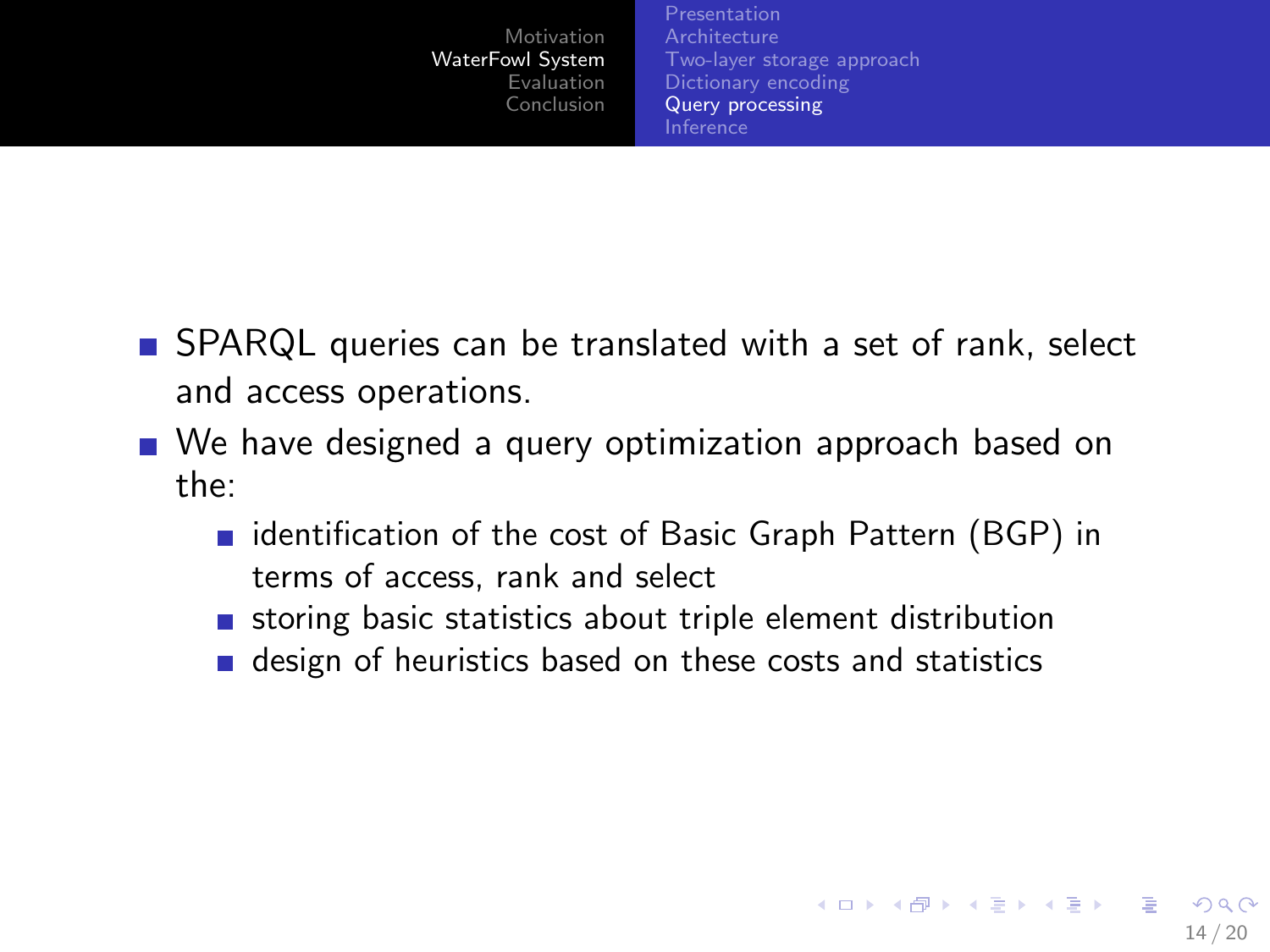- SPARQL queries can be translated with a set of rank, select and access operations.
- We have designed a query optimization approach based on the:
  - identification of the cost of Basic Graph Pattern (BGP) in terms of access, rank and select
  - storing basic statistics about triple element distribution
  - design of heuristics based on these costs and statistics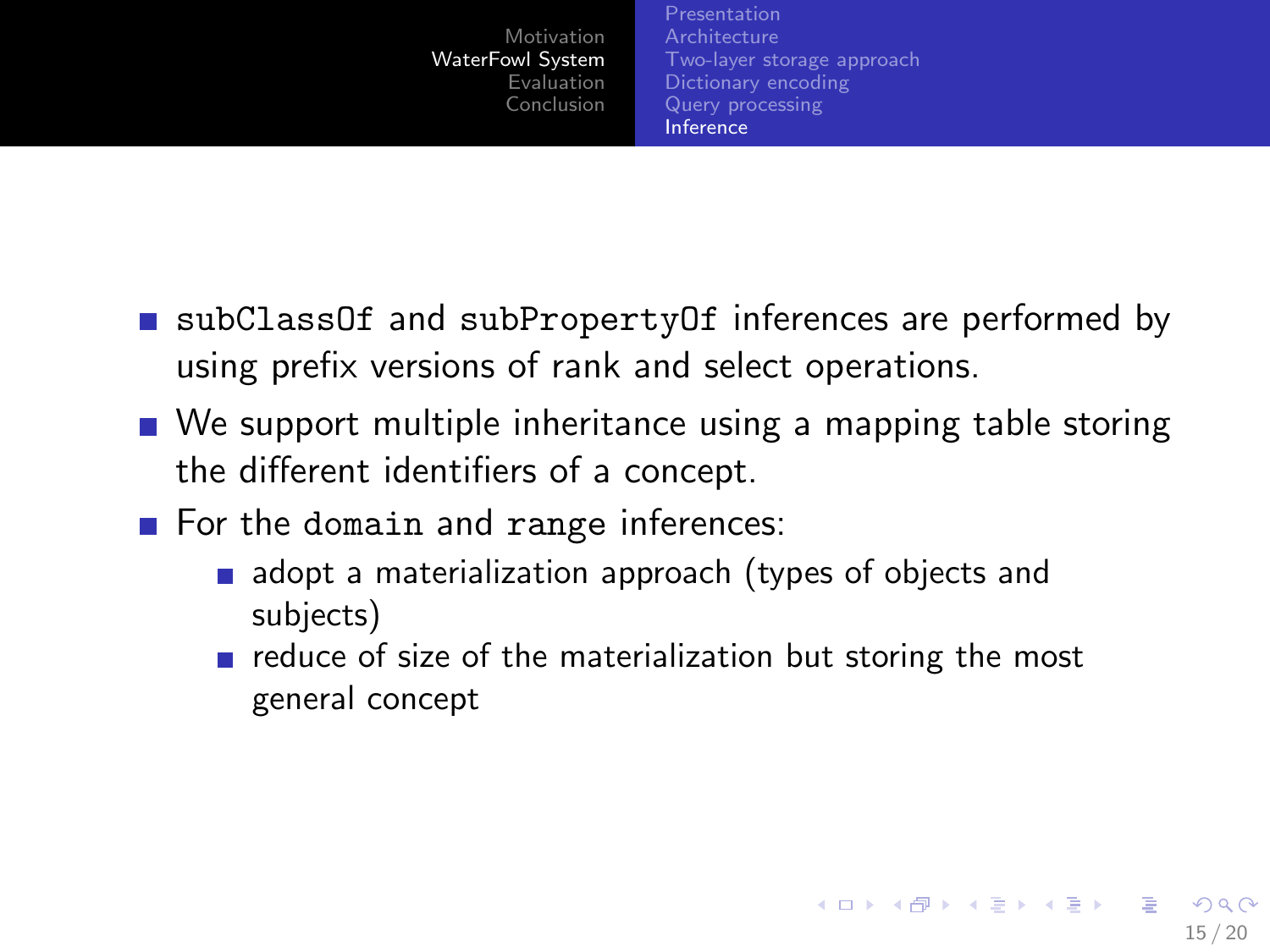- `subClassOf` and `subPropertyOf` inferences are performed by using prefix versions of rank and select operations.
- We support multiple inheritance using a mapping table storing the different identifiers of a concept.
- For the `domain` and `range` inferences:
  - adopt a materialization approach (types of objects and subjects)
  - reduce of size of the materialization but storing the most general concept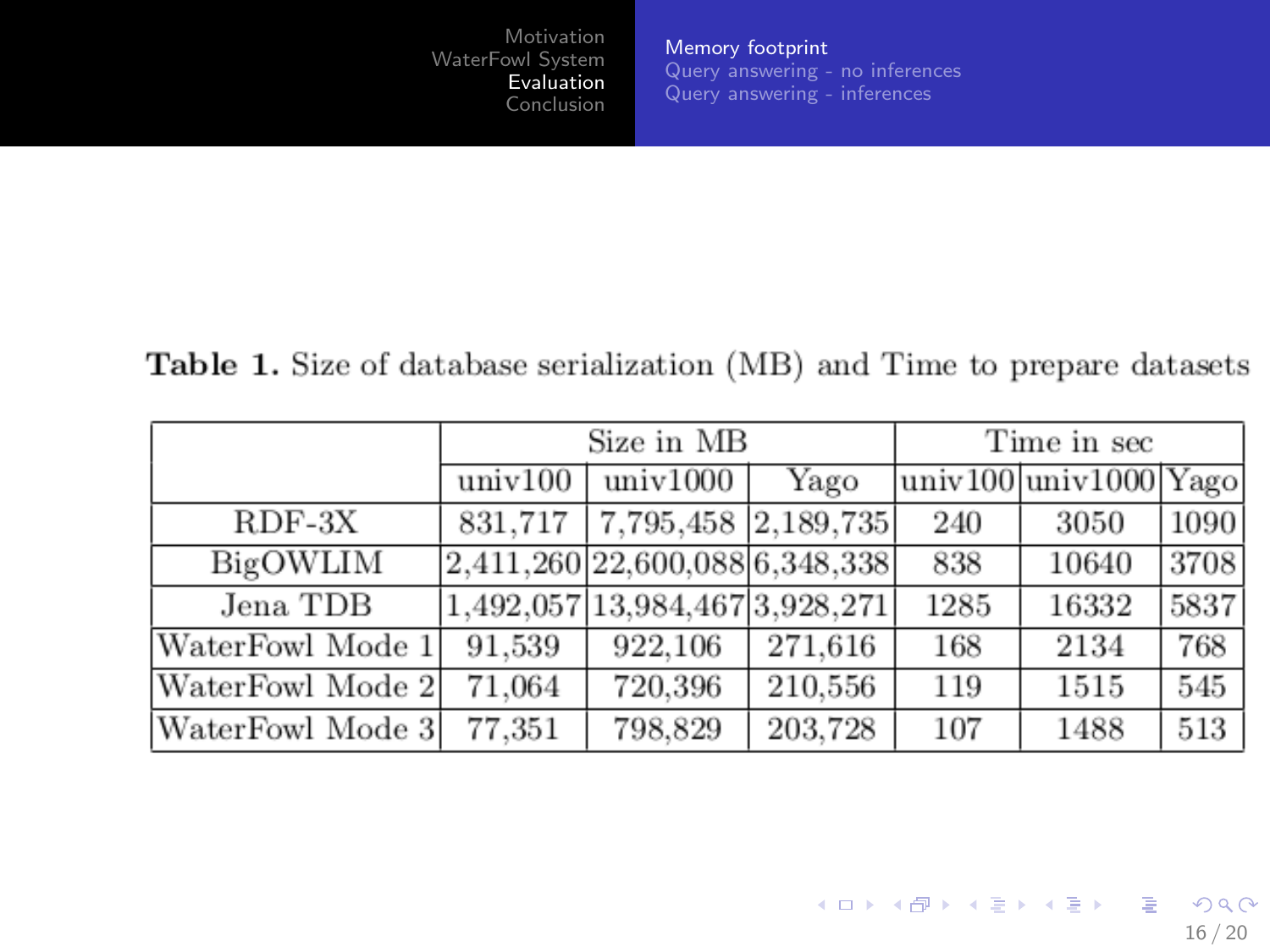Table 1. Size of database serialization (MB) and Time to prepare datasets

| | Size in MB | | | Time in sec | | |
|---|---|---|---|---|---|---|
| | univ100 | univ1000 | Yago | univ100 | univ1000 | Yago |
| RDF-3X | 831,717 | 7,795,458 | 2,189,735 | 240 | 3050 | 1090 |
| BigOWLIM | 2,411,260 | 22,600,088 | 6,348,338 | 838 | 10640 | 3708 |
| Jena TDB | 1,492,057 | 13,984,467 | 3,928,271 | 1285 | 16332 | 5837 |
| WaterFowl Mode 1 | 91,539 | 922,106 | 271,616 | 168 | 2134 | 768 |
| WaterFowl Mode 2 | 71,064 | 720,396 | 210,556 | 119 | 1515 | 545 |
| WaterFowl Mode 3 | 77,351 | 798,829 | 203,728 | 107 | 1488 | 513 |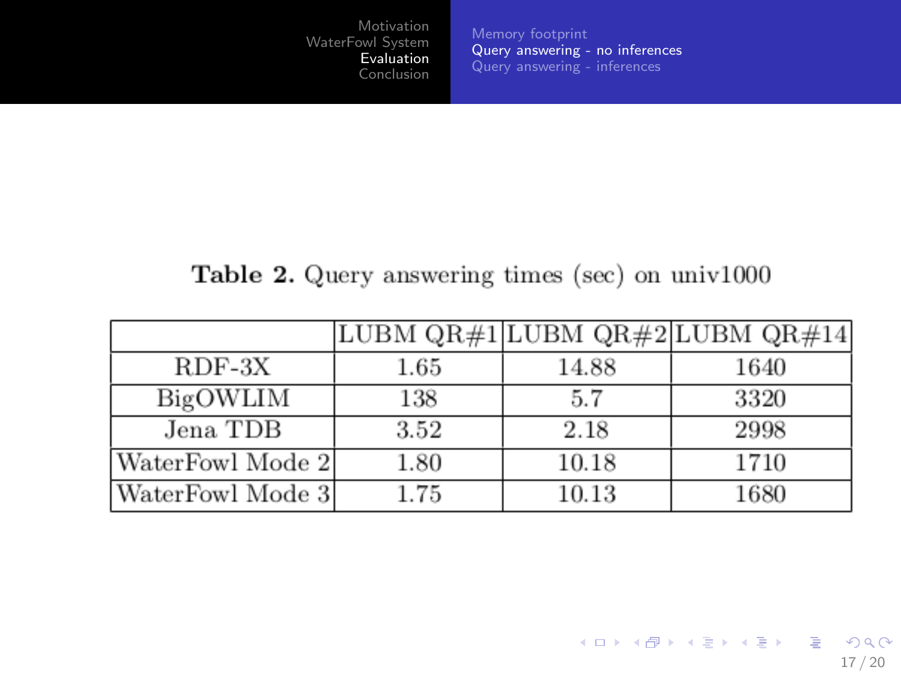**Table 2.** Query answering times (sec) on univ1000

| | LUBM QR#1 | LUBM QR#2 | LUBM QR#14 |
|---|---|---|---|
| RDF-3X | 1.65 | 14.88 | 1640 |
| BigOWLIM | 138 | 5.7 | 3320 |
| Jena TDB | 3.52 | 2.18 | 2998 |
| WaterFowl Mode 2 | 1.80 | 10.18 | 1710 |
| WaterFowl Mode 3 | 1.75 | 10.13 | 1680 |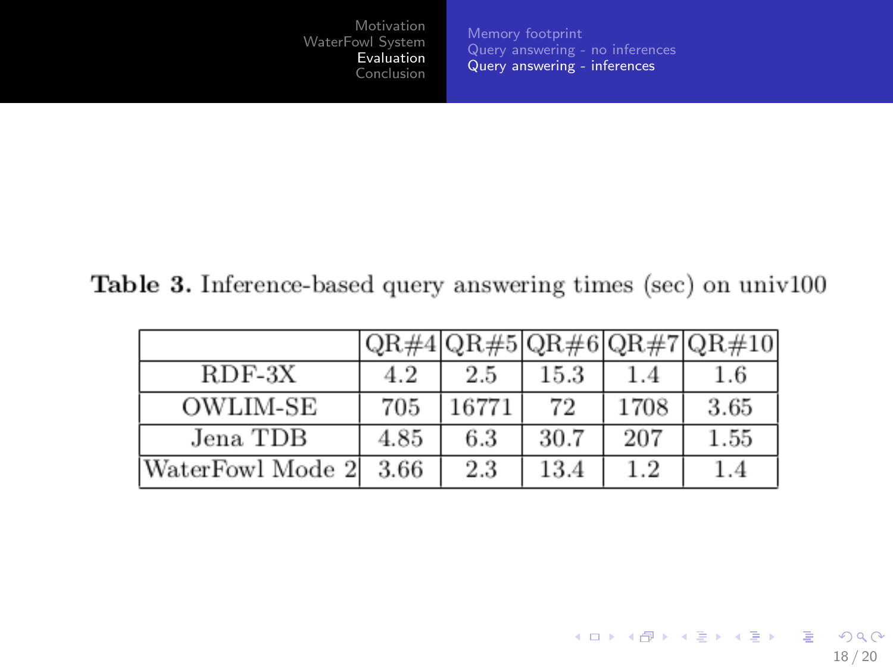**Table 3.** Inference-based query answering times (sec) on univ100

| | QR#4 | QR#5 | QR#6 | QR#7 | QR#10 |
|---|---|---|---|---|---|
| RDF-3X | 4.2 | 2.5 | 15.3 | 1.4 | 1.6 |
| OWLIM-SE | 705 | 16771 | 72 | 1708 | 3.65 |
| Jena TDB | 4.85 | 6.3 | 30.7 | 207 | 1.55 |
| WaterFowl Mode 2 | 3.66 | 2.3 | 13.4 | 1.2 | 1.4 |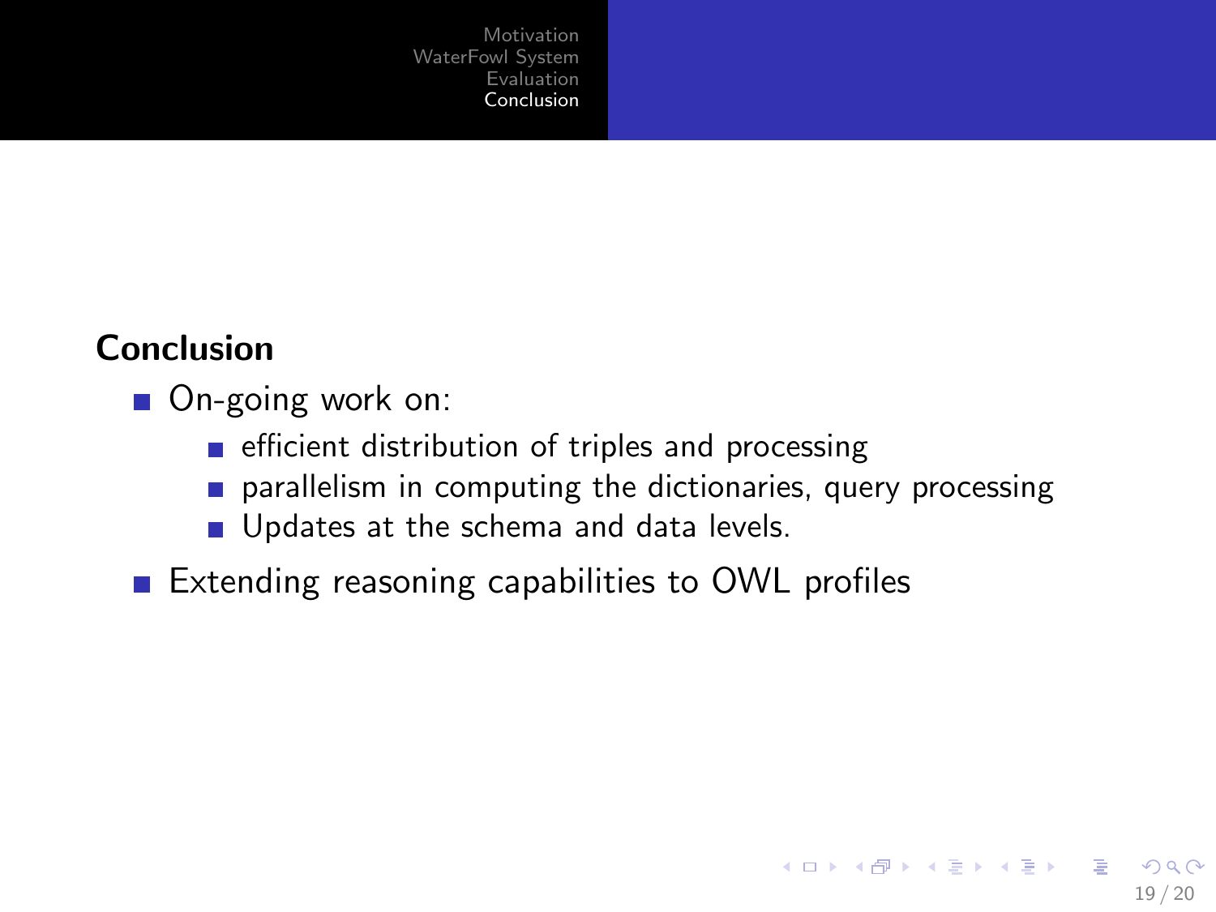## Conclusion

- On-going work on:
  - efficient distribution of triples and processing
  - parallelism in computing the dictionaries, query processing
  - Updates at the schema and data levels.
- Extending reasoning capabilities to OWL profiles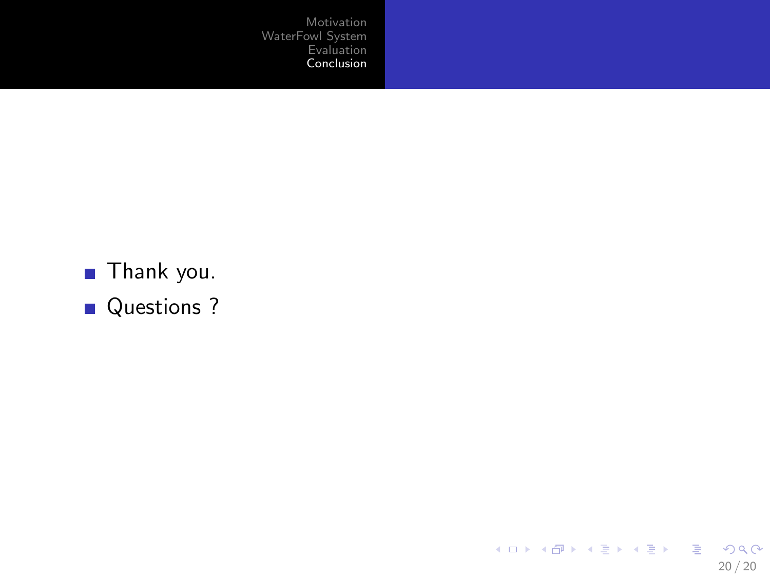- Thank you.
- Questions ?